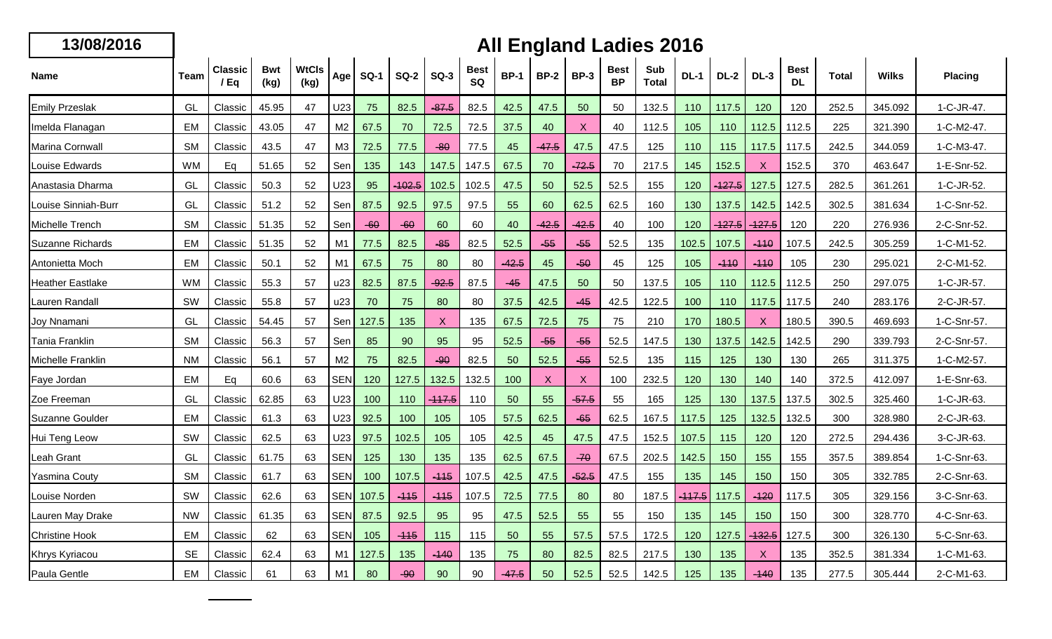# All England Ladies 2016

**13/08/2016**

| Name | Team | Classic / Eq | Bwt (kg) | WtCls (kg) | Age | SQ-1 | SQ-2 | SQ-3 | Best SQ | BP-1 | BP-2 | BP-3 | Best BP | Sub Total | DL-1 | DL-2 | DL-3 | Best DL | Total | Wilks | Placing |
|---|---|---|---|---|---|---|---|---|---|---|---|---|---|---|---|---|---|---|---|---|---|
| Emily Przeslak | GL | Classic | 45.95 | 47 | U23 | 75 | 82.5 | -87.5 | 82.5 | 42.5 | 47.5 | 50 | 50 | 132.5 | 110 | 117.5 | 120 | 120 | 252.5 | 345.092 | 1-C-JR-47. |
| Imelda Flanagan | EM | Classic | 43.05 | 47 | M2 | 67.5 | 70 | 72.5 | 72.5 | 37.5 | 40 | X | 40 | 112.5 | 105 | 110 | 112.5 | 112.5 | 225 | 321.390 | 1-C-M2-47. |
| Marina Cornwall | SM | Classic | 43.5 | 47 | M3 | 72.5 | 77.5 | -80 | 77.5 | 45 | -47.5 | 47.5 | 47.5 | 125 | 110 | 115 | 117.5 | 117.5 | 242.5 | 344.059 | 1-C-M3-47. |
| Louise Edwards | WM | Eq | 51.65 | 52 | Sen | 135 | 143 | 147.5 | 147.5 | 67.5 | 70 | -72.5 | 70 | 217.5 | 145 | 152.5 | X | 152.5 | 370 | 463.647 | 1-E-Snr-52. |
| Anastasia Dharma | GL | Classic | 50.3 | 52 | U23 | 95 | -102.5 | 102.5 | 102.5 | 47.5 | 50 | 52.5 | 52.5 | 155 | 120 | -127.5 | 127.5 | 127.5 | 282.5 | 361.261 | 1-C-JR-52. |
| Louise Sinniah-Burr | GL | Classic | 51.2 | 52 | Sen | 87.5 | 92.5 | 97.5 | 97.5 | 55 | 60 | 62.5 | 62.5 | 160 | 130 | 137.5 | 142.5 | 142.5 | 302.5 | 381.634 | 1-C-Snr-52. |
| Michelle Trench | SM | Classic | 51.35 | 52 | Sen | -60 | -60 | 60 | 60 | 40 | -42.5 | -42.5 | 40 | 100 | 120 | -127.5 | -127.5 | 120 | 220 | 276.936 | 2-C-Snr-52. |
| Suzanne Richards | EM | Classic | 51.35 | 52 | M1 | 77.5 | 82.5 | -85 | 82.5 | 52.5 | -55 | -55 | 52.5 | 135 | 102.5 | 107.5 | -110 | 107.5 | 242.5 | 305.259 | 1-C-M1-52. |
| Antonietta Moch | EM | Classic | 50.1 | 52 | M1 | 67.5 | 75 | 80 | 80 | -42.5 | 45 | -50 | 45 | 125 | 105 | -110 | -110 | 105 | 230 | 295.021 | 2-C-M1-52. |
| Heather Eastlake | WM | Classic | 55.3 | 57 | u23 | 82.5 | 87.5 | -92.5 | 87.5 | -45 | 47.5 | 50 | 50 | 137.5 | 105 | 110 | 112.5 | 112.5 | 250 | 297.075 | 1-C-JR-57. |
| Lauren Randall | SW | Classic | 55.8 | 57 | u23 | 70 | 75 | 80 | 80 | 37.5 | 42.5 | -45 | 42.5 | 122.5 | 100 | 110 | 117.5 | 117.5 | 240 | 283.176 | 2-C-JR-57. |
| Joy Nnamani | GL | Classic | 54.45 | 57 | Sen | 127.5 | 135 | X | 135 | 67.5 | 72.5 | 75 | 75 | 210 | 170 | 180.5 | X | 180.5 | 390.5 | 469.693 | 1-C-Snr-57. |
| Tania Franklin | SM | Classic | 56.3 | 57 | Sen | 85 | 90 | 95 | 95 | 52.5 | -55 | -55 | 52.5 | 147.5 | 130 | 137.5 | 142.5 | 142.5 | 290 | 339.793 | 2-C-Snr-57. |
| Michelle Franklin | NM | Classic | 56.1 | 57 | M2 | 75 | 82.5 | -90 | 82.5 | 50 | 52.5 | -55 | 52.5 | 135 | 115 | 125 | 130 | 130 | 265 | 311.375 | 1-C-M2-57. |
| Faye Jordan | EM | Eq | 60.6 | 63 | SEN | 120 | 127.5 | 132.5 | 132.5 | 100 | X | X | 100 | 232.5 | 120 | 130 | 140 | 140 | 372.5 | 412.097 | 1-E-Snr-63. |
| Zoe Freeman | GL | Classic | 62.85 | 63 | U23 | 100 | 110 | -117.5 | 110 | 50 | 55 | -57.5 | 55 | 165 | 125 | 130 | 137.5 | 137.5 | 302.5 | 325.460 | 1-C-JR-63. |
| Suzanne Goulder | EM | Classic | 61.3 | 63 | U23 | 92.5 | 100 | 105 | 105 | 57.5 | 62.5 | -65 | 62.5 | 167.5 | 117.5 | 125 | 132.5 | 132.5 | 300 | 328.980 | 2-C-JR-63. |
| Hui Teng Leow | SW | Classic | 62.5 | 63 | U23 | 97.5 | 102.5 | 105 | 105 | 42.5 | 45 | 47.5 | 47.5 | 152.5 | 107.5 | 115 | 120 | 120 | 272.5 | 294.436 | 3-C-JR-63. |
| Leah Grant | GL | Classic | 61.75 | 63 | SEN | 125 | 130 | 135 | 135 | 62.5 | 67.5 | -70 | 67.5 | 202.5 | 142.5 | 150 | 155 | 155 | 357.5 | 389.854 | 1-C-Snr-63. |
| Yasmina Couty | SM | Classic | 61.7 | 63 | SEN | 100 | 107.5 | -115 | 107.5 | 42.5 | 47.5 | -52.5 | 47.5 | 155 | 135 | 145 | 150 | 150 | 305 | 332.785 | 2-C-Snr-63. |
| Louise Norden | SW | Classic | 62.6 | 63 | SEN | 107.5 | -115 | -115 | 107.5 | 72.5 | 77.5 | 80 | 80 | 187.5 | -117.5 | 117.5 | -120 | 117.5 | 305 | 329.156 | 3-C-Snr-63. |
| Lauren May Drake | NW | Classic | 61.35 | 63 | SEN | 87.5 | 92.5 | 95 | 95 | 47.5 | 52.5 | 55 | 55 | 150 | 135 | 145 | 150 | 150 | 300 | 328.770 | 4-C-Snr-63. |
| Christine Hook | EM | Classic | 62 | 63 | SEN | 105 | -115 | 115 | 115 | 50 | 55 | 57.5 | 57.5 | 172.5 | 120 | 127.5 | -132.5 | 127.5 | 300 | 326.130 | 5-C-Snr-63. |
| Khrys Kyriacou | SE | Classic | 62.4 | 63 | M1 | 127.5 | 135 | -140 | 135 | 75 | 80 | 82.5 | 82.5 | 217.5 | 130 | 135 | X | 135 | 352.5 | 381.334 | 1-C-M1-63. |
| Paula Gentle | EM | Classic | 61 | 63 | M1 | 80 | -90 | 90 | 90 | -47.5 | 50 | 52.5 | 52.5 | 142.5 | 125 | 135 | -140 | 135 | 277.5 | 305.444 | 2-C-M1-63. |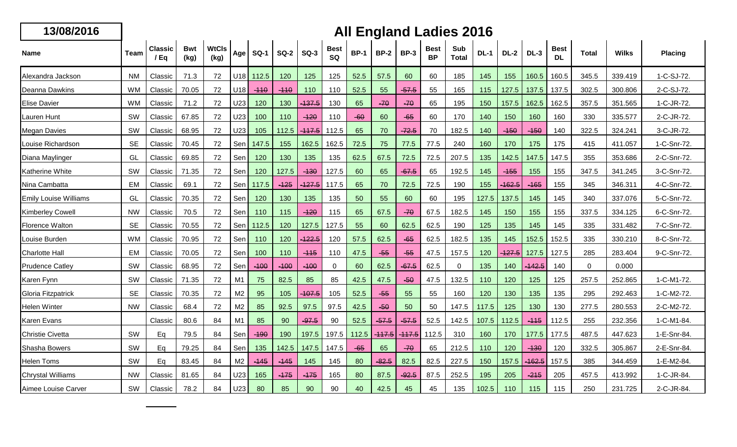# All England Ladies 2016

**13/08/2016**

| Name | Team | Classic / Eq | Bwt (kg) | WtCls (kg) | Age | SQ-1 | SQ-2 | SQ-3 | Best SQ | BP-1 | BP-2 | BP-3 | Best BP | Sub Total | DL-1 | DL-2 | DL-3 | Best DL | Total | Wilks | Placing |
|---|---|---|---|---|---|---|---|---|---|---|---|---|---|---|---|---|---|---|---|---|---|
| Alexandra Jackson | NM | Classic | 71.3 | 72 | U18 | 112.5 | 120 | 125 | 125 | 52.5 | 57.5 | 60 | 60 | 185 | 145 | 155 | 160.5 | 160.5 | 345.5 | 339.419 | 1-C-SJ-72. |
| Deanna Dawkins | WM | Classic | 70.05 | 72 | U18 | -110 | -110 | 110 | 110 | 52.5 | 55 | -57.5 | 55 | 165 | 115 | 127.5 | 137.5 | 137.5 | 302.5 | 300.806 | 2-C-SJ-72. |
| Elise Davier | WM | Classic | 71.2 | 72 | U23 | 120 | 130 | -137.5 | 130 | 65 | -70 | -70 | 65 | 195 | 150 | 157.5 | 162.5 | 162.5 | 357.5 | 351.565 | 1-C-JR-72. |
| Lauren Hunt | SW | Classic | 67.85 | 72 | U23 | 100 | 110 | -120 | 110 | -60 | 60 | -65 | 60 | 170 | 140 | 150 | 160 | 160 | 330 | 335.577 | 2-C-JR-72. |
| Megan Davies | SW | Classic | 68.95 | 72 | U23 | 105 | 112.5 | -117.5 | 112.5 | 65 | 70 | -72.5 | 70 | 182.5 | 140 | -150 | -150 | 140 | 322.5 | 324.241 | 3-C-JR-72. |
| Louise Richardson | SE | Classic | 70.45 | 72 | Sen | 147.5 | 155 | 162.5 | 162.5 | 72.5 | 75 | 77.5 | 77.5 | 240 | 160 | 170 | 175 | 175 | 415 | 411.057 | 1-C-Snr-72. |
| Diana Maylinger | GL | Classic | 69.85 | 72 | Sen | 120 | 130 | 135 | 135 | 62.5 | 67.5 | 72.5 | 72.5 | 207.5 | 135 | 142.5 | 147.5 | 147.5 | 355 | 353.686 | 2-C-Snr-72. |
| Katherine White | SW | Classic | 71.35 | 72 | Sen | 120 | 127.5 | -130 | 127.5 | 60 | 65 | -67.5 | 65 | 192.5 | 145 | -155 | 155 | 155 | 347.5 | 341.245 | 3-C-Snr-72. |
| Nina Cambatta | EM | Classic | 69.1 | 72 | Sen | 117.5 | -125 | -127.5 | 117.5 | 65 | 70 | 72.5 | 72.5 | 190 | 155 | -162.5 | -165 | 155 | 345 | 346.311 | 4-C-Snr-72. |
| Emily Louise Williams | GL | Classic | 70.35 | 72 | Sen | 120 | 130 | 135 | 135 | 50 | 55 | 60 | 60 | 195 | 127.5 | 137.5 | 145 | 145 | 340 | 337.076 | 5-C-Snr-72. |
| Kimberley Cowell | NW | Classic | 70.5 | 72 | Sen | 110 | 115 | -120 | 115 | 65 | 67.5 | -70 | 67.5 | 182.5 | 145 | 150 | 155 | 155 | 337.5 | 334.125 | 6-C-Snr-72. |
| Florence Walton | SE | Classic | 70.55 | 72 | Sen | 112.5 | 120 | 127.5 | 127.5 | 55 | 60 | 62.5 | 62.5 | 190 | 125 | 135 | 145 | 145 | 335 | 331.482 | 7-C-Snr-72. |
| Louise Burden | WM | Classic | 70.95 | 72 | Sen | 110 | 120 | -122.5 | 120 | 57.5 | 62.5 | -65 | 62.5 | 182.5 | 135 | 145 | 152.5 | 152.5 | 335 | 330.210 | 8-C-Snr-72. |
| Charlotte Hall | EM | Classic | 70.05 | 72 | Sen | 100 | 110 | -115 | 110 | 47.5 | -55 | -55 | 47.5 | 157.5 | 120 | -127.5 | 127.5 | 127.5 | 285 | 283.404 | 9-C-Snr-72. |
| Prudence Catley | SW | Classic | 68.95 | 72 | Sen | -100 | -100 | -100 | 0 | 60 | 62.5 | -67.5 | 62.5 | 0 | 135 | 140 | -142.5 | 140 | 0 | 0.000 | |
| Karen Fynn | SW | Classic | 71.35 | 72 | M1 | 75 | 82.5 | 85 | 85 | 42.5 | 47.5 | -50 | 47.5 | 132.5 | 110 | 120 | 125 | 125 | 257.5 | 252.865 | 1-C-M1-72. |
| Gloria Fitzpatrick | SE | Classic | 70.35 | 72 | M2 | 95 | 105 | -107.5 | 105 | 52.5 | -55 | 55 | 55 | 160 | 120 | 130 | 135 | 135 | 295 | 292.463 | 1-C-M2-72. |
| Helen Winter | NW | Classic | 68.4 | 72 | M2 | 85 | 92.5 | 97.5 | 97.5 | 42.5 | -50 | 50 | 50 | 147.5 | 117.5 | 125 | 130 | 130 | 277.5 | 280.553 | 2-C-M2-72. |
| Karen Evans | | Classic | 80.6 | 84 | M1 | 85 | 90 | -97.5 | 90 | 52.5 | -57.5 | -57.5 | 52.5 | 142.5 | 107.5 | 112.5 | -115 | 112.5 | 255 | 232.356 | 1-C-M1-84. |
| Christie Civetta | SW | Eq | 79.5 | 84 | Sen | -190 | 190 | 197.5 | 197.5 | 112.5 | -117.5 | -117.5 | 112.5 | 310 | 160 | 170 | 177.5 | 177.5 | 487.5 | 447.623 | 1-E-Snr-84. |
| Shasha Bowers | SW | Eq | 79.25 | 84 | Sen | 135 | 142.5 | 147.5 | 147.5 | -65 | 65 | -70 | 65 | 212.5 | 110 | 120 | -130 | 120 | 332.5 | 305.867 | 2-E-Snr-84. |
| Helen Toms | SW | Eq | 83.45 | 84 | M2 | -145 | -145 | 145 | 145 | 80 | -82.5 | 82.5 | 82.5 | 227.5 | 150 | 157.5 | -162.5 | 157.5 | 385 | 344.459 | 1-E-M2-84. |
| Chrystal Williams | NW | Classic | 81.65 | 84 | U23 | 165 | -175 | -175 | 165 | 80 | 87.5 | -92.5 | 87.5 | 252.5 | 195 | 205 | -215 | 205 | 457.5 | 413.992 | 1-C-JR-84. |
| Aimee Louise Carver | SW | Classic | 78.2 | 84 | U23 | 80 | 85 | 90 | 90 | 40 | 42.5 | 45 | 45 | 135 | 102.5 | 110 | 115 | 115 | 250 | 231.725 | 2-C-JR-84. |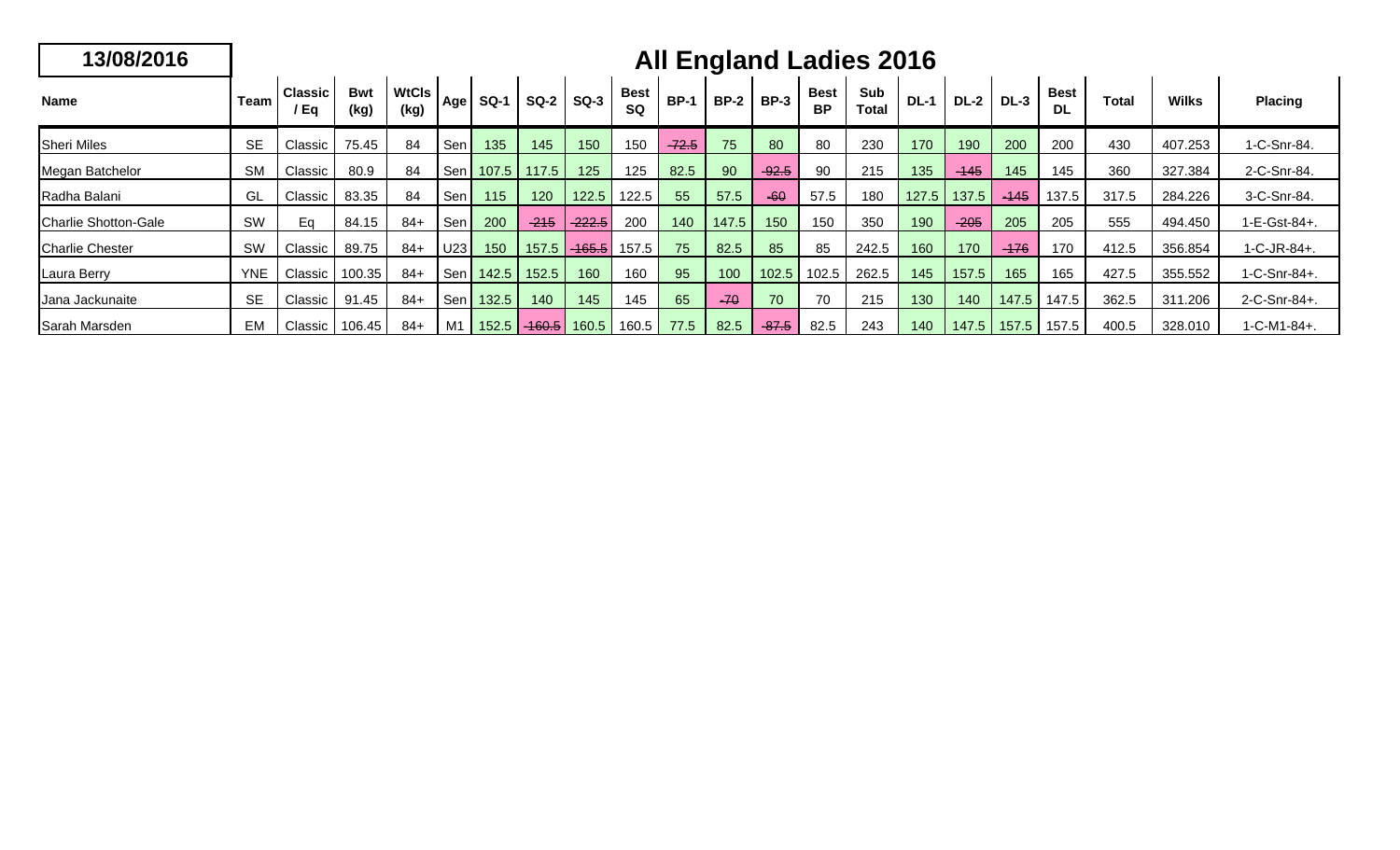13/08/2016

# All England Ladies 2016

| Name | Team | Classic / Eq | Bwt (kg) | WtCls (kg) | Age | SQ-1 | SQ-2 | SQ-3 | Best SQ | BP-1 | BP-2 | BP-3 | Best BP | Sub Total | DL-1 | DL-2 | DL-3 | Best DL | Total | Wilks | Placing |
|---|---|---|---|---|---|---|---|---|---|---|---|---|---|---|---|---|---|---|---|---|---|
| Sheri Miles | SE | Classic | 75.45 | 84 | Sen | 135 | 145 | 150 | 150 | -72.5 | 75 | 80 | 80 | 230 | 170 | 190 | 200 | 200 | 430 | 407.253 | 1-C-Snr-84. |
| Megan Batchelor | SM | Classic | 80.9 | 84 | Sen | 107.5 | 117.5 | 125 | 125 | 82.5 | 90 | -92.5 | 90 | 215 | 135 | -145 | 145 | 145 | 360 | 327.384 | 2-C-Snr-84. |
| Radha Balani | GL | Classic | 83.35 | 84 | Sen | 115 | 120 | 122.5 | 122.5 | 55 | 57.5 | -60 | 57.5 | 180 | 127.5 | 137.5 | -145 | 137.5 | 317.5 | 284.226 | 3-C-Snr-84. |
| Charlie Shotton-Gale | SW | Eq | 84.15 | 84+ | Sen | 200 | -215 | -222.5 | 200 | 140 | 147.5 | 150 | 150 | 350 | 190 | -205 | 205 | 205 | 555 | 494.450 | 1-E-Gst-84+. |
| Charlie Chester | SW | Classic | 89.75 | 84+ | U23 | 150 | 157.5 | -165.5 | 157.5 | 75 | 82.5 | 85 | 85 | 242.5 | 160 | 170 | -176 | 170 | 412.5 | 356.854 | 1-C-JR-84+. |
| Laura Berry | YNE | Classic | 100.35 | 84+ | Sen | 142.5 | 152.5 | 160 | 160 | 95 | 100 | 102.5 | 102.5 | 262.5 | 145 | 157.5 | 165 | 165 | 427.5 | 355.552 | 1-C-Snr-84+. |
| Jana Jackunaite | SE | Classic | 91.45 | 84+ | Sen | 132.5 | 140 | 145 | 145 | 65 | -70 | 70 | 70 | 215 | 130 | 140 | 147.5 | 147.5 | 362.5 | 311.206 | 2-C-Snr-84+. |
| Sarah Marsden | EM | Classic | 106.45 | 84+ | M1 | 152.5 | -160.5 | 160.5 | 160.5 | 77.5 | 82.5 | -87.5 | 82.5 | 243 | 140 | 147.5 | 157.5 | 157.5 | 400.5 | 328.010 | 1-C-M1-84+. |